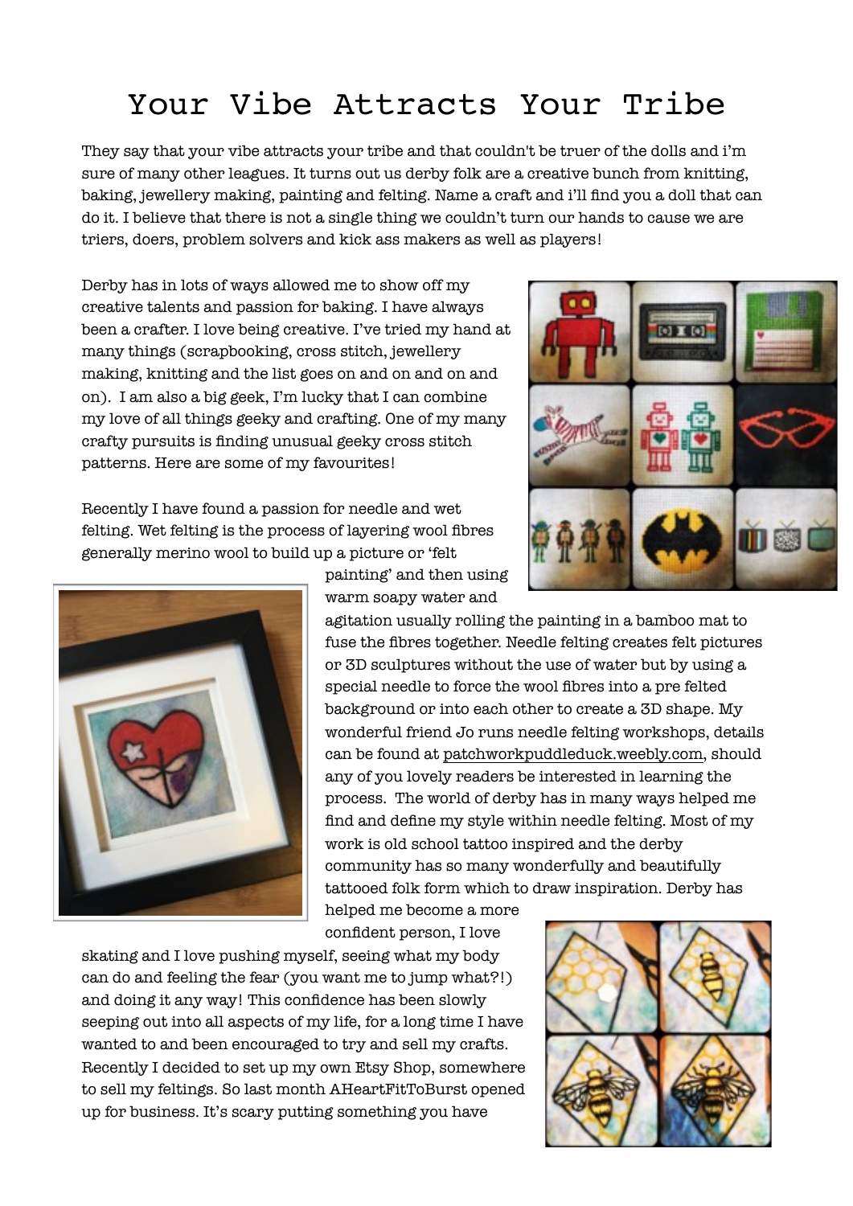# Your Vibe Attracts Your Tribe

They say that your vibe attracts your tribe and that couldn't be truer of the dolls and i'm sure of many other leagues. It turns out us derby folk are a creative bunch from knitting, baking, jewellery making, painting and felting. Name a craft and i'll find you a doll that can do it. I believe that there is not a single thing we couldn't turn our hands to cause we are triers, doers, problem solvers and kick ass makers as well as players!

Derby has in lots of ways allowed me to show off my creative talents and passion for baking. I have always been a crafter. I love being creative. I've tried my hand at many things (scrapbooking, cross stitch, jewellery making, knitting and the list goes on and on and on and on). I am also a big geek, I'm lucky that I can combine my love of all things geeky and crafting. One of my many crafty pursuits is finding unusual geeky cross stitch patterns. Here are some of my favourites!

Recently I have found a passion for needle and wet felting. Wet felting is the process of layering wool fibres generally merino wool to build up a picture or 'felt painting' and then using warm soapy water and agitation usually rolling the painting in a bamboo mat to fuse the fibres together. Needle felting creates felt pictures or 3D sculptures without the use of water but by using a special needle to force the wool fibres into a pre felted background or into each other to create a 3D shape. My wonderful friend Jo runs needle felting workshops, details can be found at patchworkpuddleduck.weebly.com, should any of you lovely readers be interested in learning the process. The world of derby has in many ways helped me find and define my style within needle felting. Most of my work is old school tattoo inspired and the derby community has so many wonderfully and beautifully tattooed folk form which to draw inspiration. Derby has helped me become a more confident person, I love skating and I love pushing myself, seeing what my body can do and feeling the fear (you want me to jump what?!) and doing it any way! This confidence has been slowly seeping out into all aspects of my life, for a long time I have wanted to and been encouraged to try and sell my crafts. Recently I decided to set up my own Etsy Shop, somewhere to sell my feltings. So last month AHeartFitToBurst opened up for business. It's scary putting something you have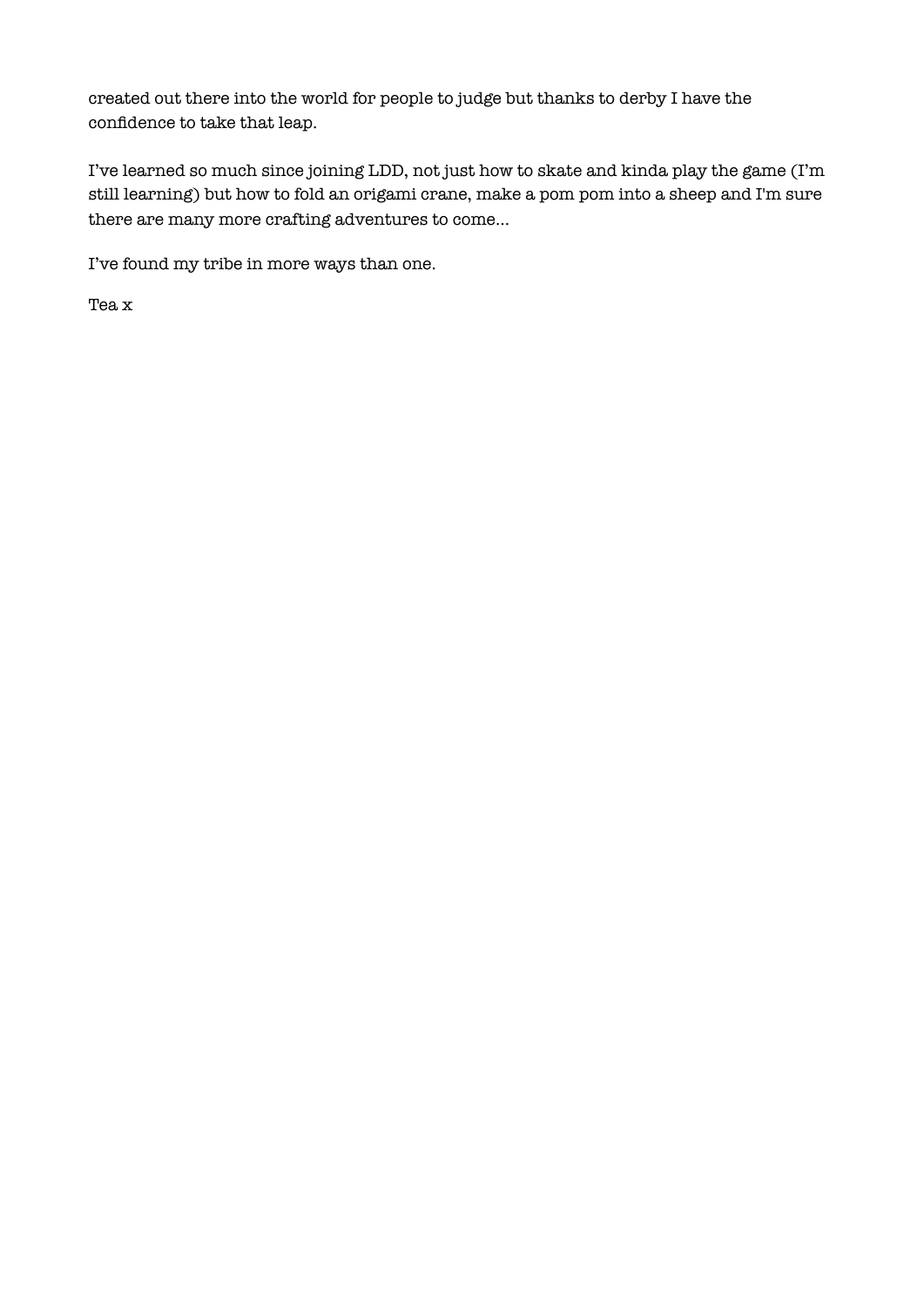created out there into the world for people to judge but thanks to derby I have the confidence to take that leap.

I've learned so much since joining LDD, not just how to skate and kinda play the game (I'm still learning) but how to fold an origami crane, make a pom pom into a sheep and I'm sure there are many more crafting adventures to come...

I've found my tribe in more ways than one.

Tea x